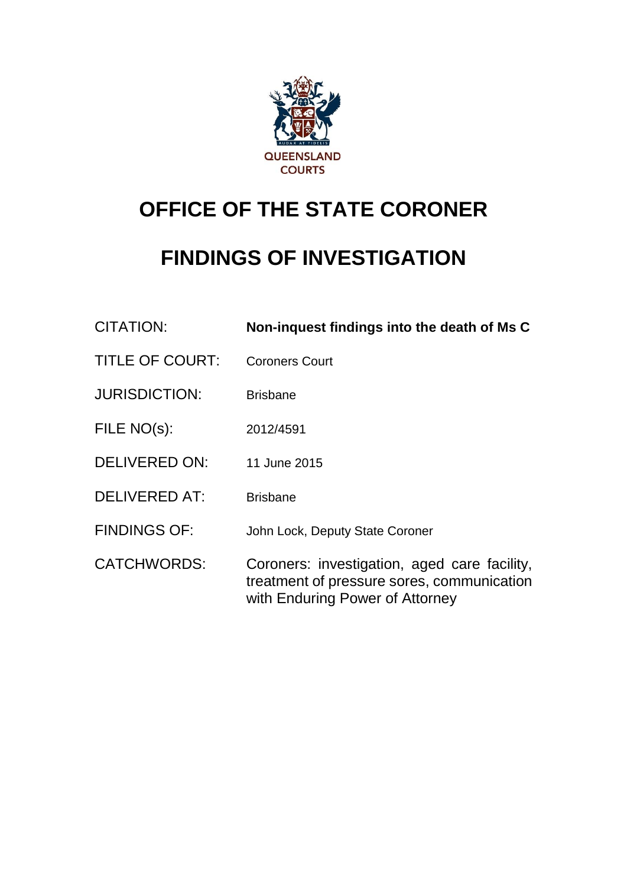QUEENSLAND COURTS

# OFFICE OF THE STATE CORONER

# FINDINGS OF INVESTIGATION

| | |
|---|---|
| CITATION: | **Non-inquest findings into the death of Ms C** |
| TITLE OF COURT: | Coroners Court |
| JURISDICTION: | Brisbane |
| FILE NO(s): | 2012/4591 |
| DELIVERED ON: | 11 June 2015 |
| DELIVERED AT: | Brisbane |
| FINDINGS OF: | John Lock, Deputy State Coroner |
| CATCHWORDS: | Coroners: investigation, aged care facility, treatment of pressure sores, communication with Enduring Power of Attorney |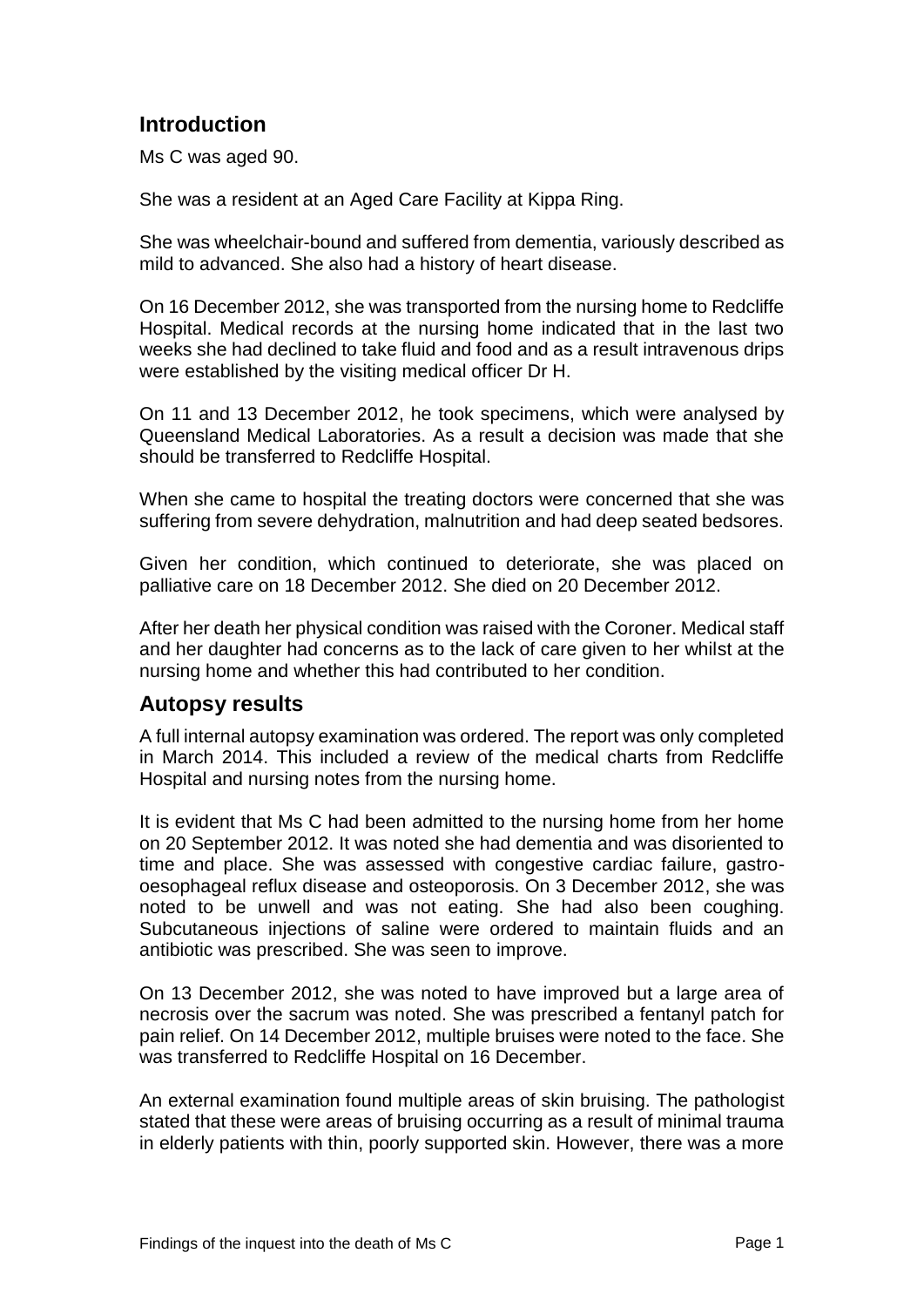## Introduction

Ms C was aged 90.

She was a resident at an Aged Care Facility at Kippa Ring.

She was wheelchair-bound and suffered from dementia, variously described as mild to advanced. She also had a history of heart disease.

On 16 December 2012, she was transported from the nursing home to Redcliffe Hospital. Medical records at the nursing home indicated that in the last two weeks she had declined to take fluid and food and as a result intravenous drips were established by the visiting medical officer Dr H.

On 11 and 13 December 2012, he took specimens, which were analysed by Queensland Medical Laboratories. As a result a decision was made that she should be transferred to Redcliffe Hospital.

When she came to hospital the treating doctors were concerned that she was suffering from severe dehydration, malnutrition and had deep seated bedsores.

Given her condition, which continued to deteriorate, she was placed on palliative care on 18 December 2012. She died on 20 December 2012.

After her death her physical condition was raised with the Coroner. Medical staff and her daughter had concerns as to the lack of care given to her whilst at the nursing home and whether this had contributed to her condition.

## Autopsy results

A full internal autopsy examination was ordered. The report was only completed in March 2014. This included a review of the medical charts from Redcliffe Hospital and nursing notes from the nursing home.

It is evident that Ms C had been admitted to the nursing home from her home on 20 September 2012. It was noted she had dementia and was disoriented to time and place. She was assessed with congestive cardiac failure, gastro-oesophageal reflux disease and osteoporosis. On 3 December 2012, she was noted to be unwell and was not eating. She had also been coughing. Subcutaneous injections of saline were ordered to maintain fluids and an antibiotic was prescribed. She was seen to improve.

On 13 December 2012, she was noted to have improved but a large area of necrosis over the sacrum was noted. She was prescribed a fentanyl patch for pain relief. On 14 December 2012, multiple bruises were noted to the face. She was transferred to Redcliffe Hospital on 16 December.

An external examination found multiple areas of skin bruising. The pathologist stated that these were areas of bruising occurring as a result of minimal trauma in elderly patients with thin, poorly supported skin. However, there was a more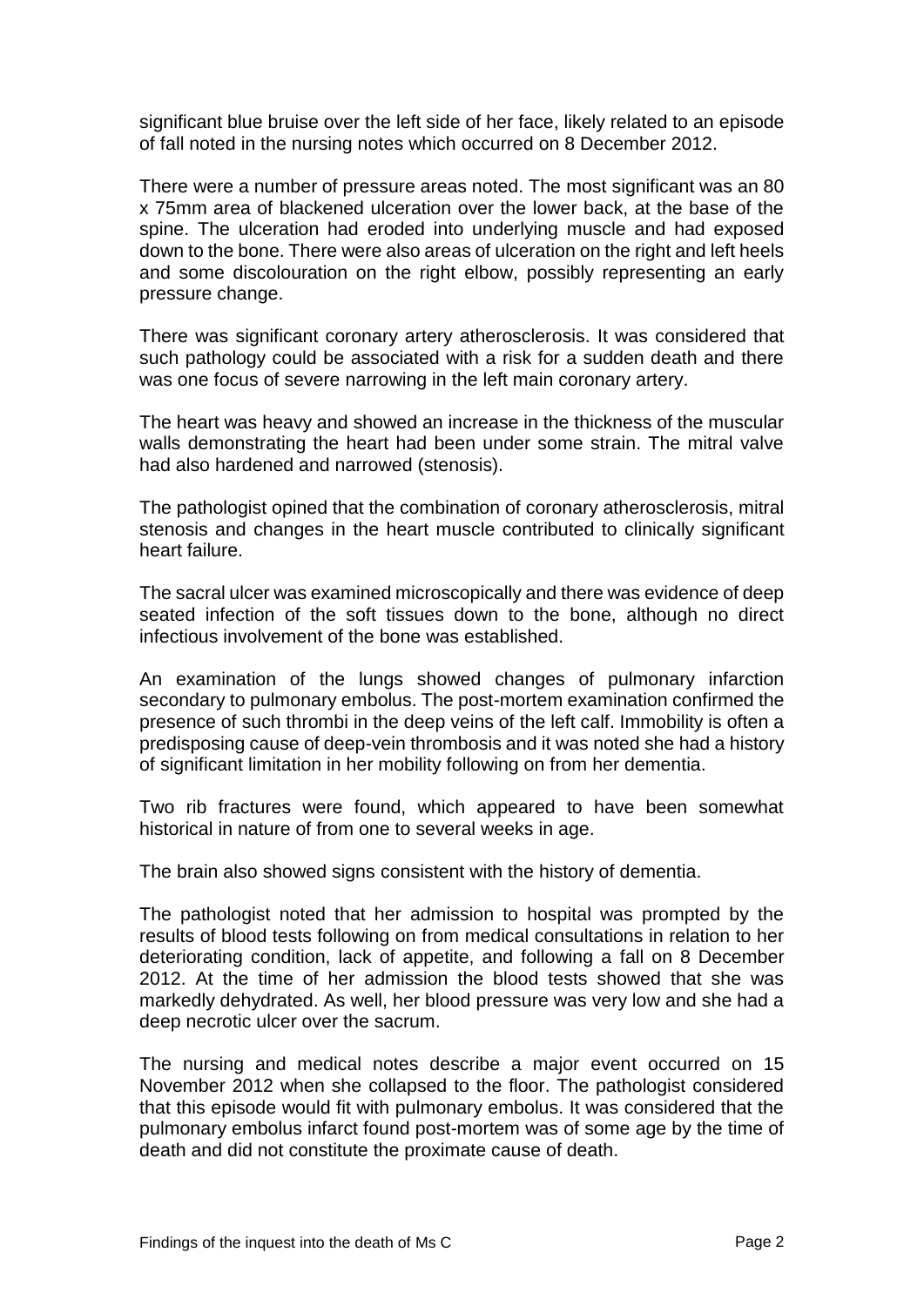significant blue bruise over the left side of her face, likely related to an episode of fall noted in the nursing notes which occurred on 8 December 2012.

There were a number of pressure areas noted. The most significant was an 80 x 75mm area of blackened ulceration over the lower back, at the base of the spine. The ulceration had eroded into underlying muscle and had exposed down to the bone. There were also areas of ulceration on the right and left heels and some discolouration on the right elbow, possibly representing an early pressure change.

There was significant coronary artery atherosclerosis. It was considered that such pathology could be associated with a risk for a sudden death and there was one focus of severe narrowing in the left main coronary artery.

The heart was heavy and showed an increase in the thickness of the muscular walls demonstrating the heart had been under some strain. The mitral valve had also hardened and narrowed (stenosis).

The pathologist opined that the combination of coronary atherosclerosis, mitral stenosis and changes in the heart muscle contributed to clinically significant heart failure.

The sacral ulcer was examined microscopically and there was evidence of deep seated infection of the soft tissues down to the bone, although no direct infectious involvement of the bone was established.

An examination of the lungs showed changes of pulmonary infarction secondary to pulmonary embolus. The post-mortem examination confirmed the presence of such thrombi in the deep veins of the left calf. Immobility is often a predisposing cause of deep-vein thrombosis and it was noted she had a history of significant limitation in her mobility following on from her dementia.

Two rib fractures were found, which appeared to have been somewhat historical in nature of from one to several weeks in age.

The brain also showed signs consistent with the history of dementia.

The pathologist noted that her admission to hospital was prompted by the results of blood tests following on from medical consultations in relation to her deteriorating condition, lack of appetite, and following a fall on 8 December 2012. At the time of her admission the blood tests showed that she was markedly dehydrated. As well, her blood pressure was very low and she had a deep necrotic ulcer over the sacrum.

The nursing and medical notes describe a major event occurred on 15 November 2012 when she collapsed to the floor. The pathologist considered that this episode would fit with pulmonary embolus. It was considered that the pulmonary embolus infarct found post-mortem was of some age by the time of death and did not constitute the proximate cause of death.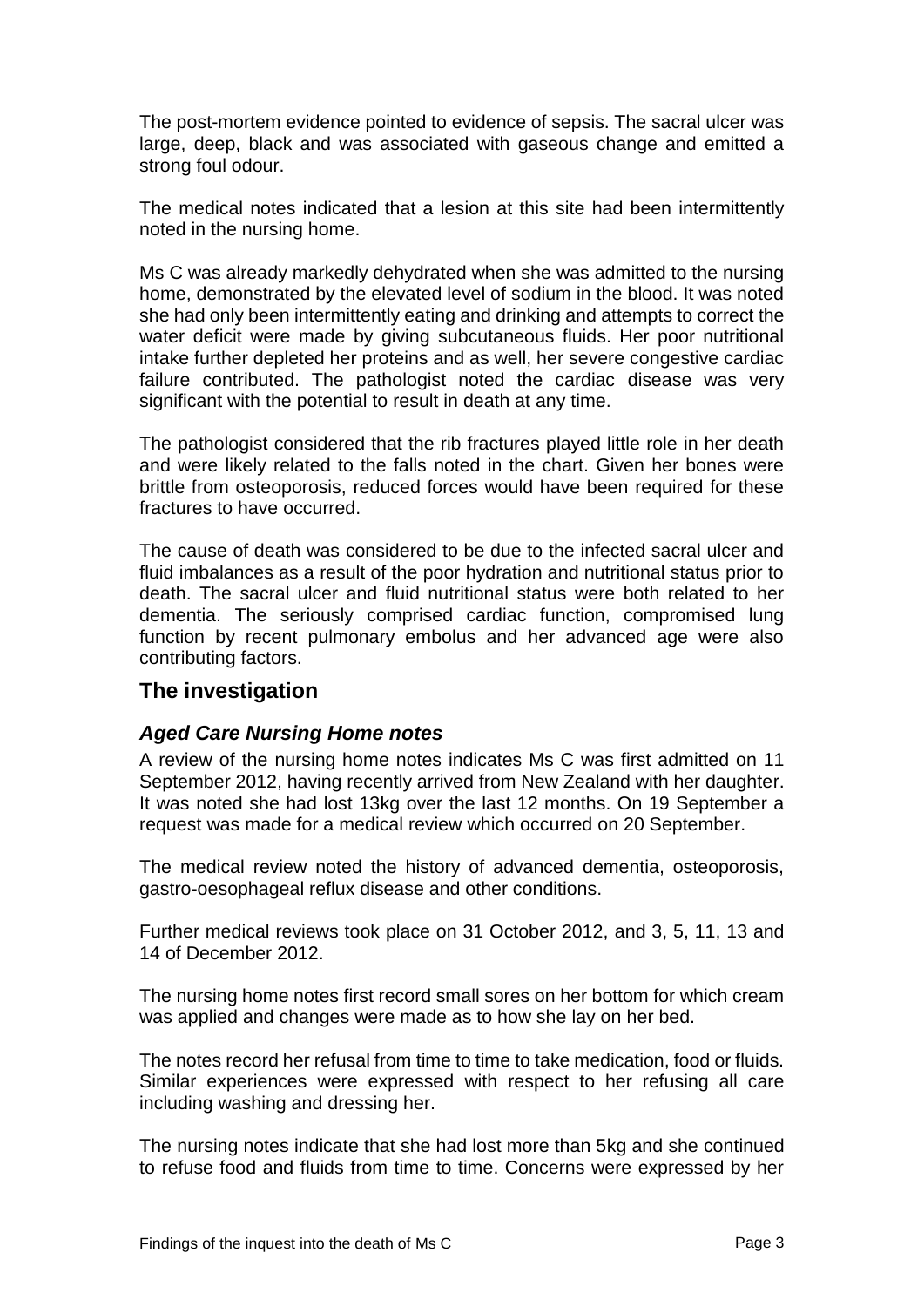The post-mortem evidence pointed to evidence of sepsis. The sacral ulcer was large, deep, black and was associated with gaseous change and emitted a strong foul odour.

The medical notes indicated that a lesion at this site had been intermittently noted in the nursing home.

Ms C was already markedly dehydrated when she was admitted to the nursing home, demonstrated by the elevated level of sodium in the blood. It was noted she had only been intermittently eating and drinking and attempts to correct the water deficit were made by giving subcutaneous fluids. Her poor nutritional intake further depleted her proteins and as well, her severe congestive cardiac failure contributed. The pathologist noted the cardiac disease was very significant with the potential to result in death at any time.

The pathologist considered that the rib fractures played little role in her death and were likely related to the falls noted in the chart. Given her bones were brittle from osteoporosis, reduced forces would have been required for these fractures to have occurred.

The cause of death was considered to be due to the infected sacral ulcer and fluid imbalances as a result of the poor hydration and nutritional status prior to death. The sacral ulcer and fluid nutritional status were both related to her dementia. The seriously comprised cardiac function, compromised lung function by recent pulmonary embolus and her advanced age were also contributing factors.

## The investigation

### *Aged Care Nursing Home notes*

A review of the nursing home notes indicates Ms C was first admitted on 11 September 2012, having recently arrived from New Zealand with her daughter. It was noted she had lost 13kg over the last 12 months. On 19 September a request was made for a medical review which occurred on 20 September.

The medical review noted the history of advanced dementia, osteoporosis, gastro-oesophageal reflux disease and other conditions.

Further medical reviews took place on 31 October 2012, and 3, 5, 11, 13 and 14 of December 2012.

The nursing home notes first record small sores on her bottom for which cream was applied and changes were made as to how she lay on her bed.

The notes record her refusal from time to time to take medication, food or fluids. Similar experiences were expressed with respect to her refusing all care including washing and dressing her.

The nursing notes indicate that she had lost more than 5kg and she continued to refuse food and fluids from time to time. Concerns were expressed by her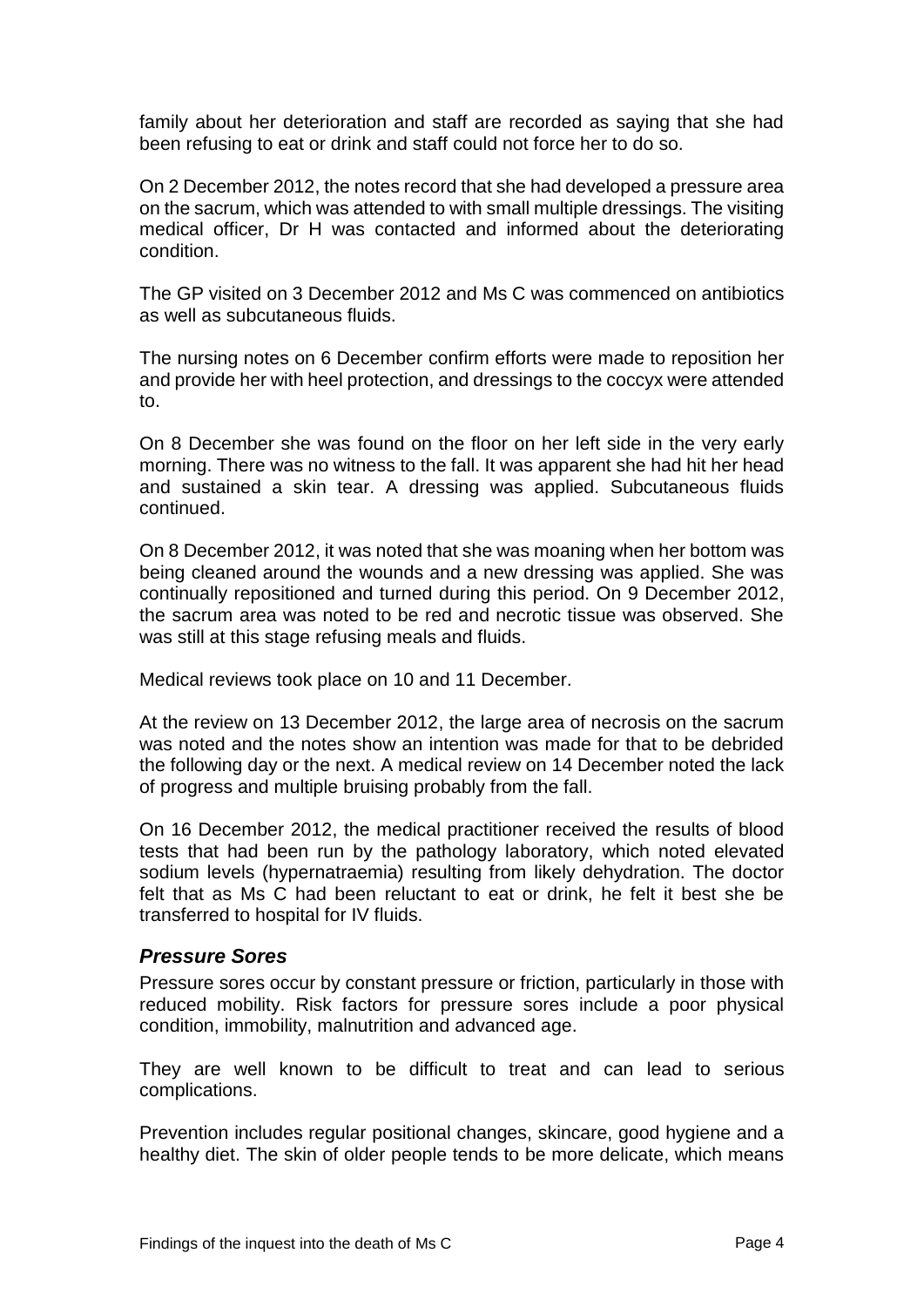family about her deterioration and staff are recorded as saying that she had been refusing to eat or drink and staff could not force her to do so.

On 2 December 2012, the notes record that she had developed a pressure area on the sacrum, which was attended to with small multiple dressings. The visiting medical officer, Dr H was contacted and informed about the deteriorating condition.

The GP visited on 3 December 2012 and Ms C was commenced on antibiotics as well as subcutaneous fluids.

The nursing notes on 6 December confirm efforts were made to reposition her and provide her with heel protection, and dressings to the coccyx were attended to.

On 8 December she was found on the floor on her left side in the very early morning. There was no witness to the fall. It was apparent she had hit her head and sustained a skin tear. A dressing was applied. Subcutaneous fluids continued.

On 8 December 2012, it was noted that she was moaning when her bottom was being cleaned around the wounds and a new dressing was applied. She was continually repositioned and turned during this period. On 9 December 2012, the sacrum area was noted to be red and necrotic tissue was observed. She was still at this stage refusing meals and fluids.

Medical reviews took place on 10 and 11 December.

At the review on 13 December 2012, the large area of necrosis on the sacrum was noted and the notes show an intention was made for that to be debrided the following day or the next. A medical review on 14 December noted the lack of progress and multiple bruising probably from the fall.

On 16 December 2012, the medical practitioner received the results of blood tests that had been run by the pathology laboratory, which noted elevated sodium levels (hypernatraemia) resulting from likely dehydration. The doctor felt that as Ms C had been reluctant to eat or drink, he felt it best she be transferred to hospital for IV fluids.

### *Pressure Sores*

Pressure sores occur by constant pressure or friction, particularly in those with reduced mobility. Risk factors for pressure sores include a poor physical condition, immobility, malnutrition and advanced age.

They are well known to be difficult to treat and can lead to serious complications.

Prevention includes regular positional changes, skincare, good hygiene and a healthy diet. The skin of older people tends to be more delicate, which means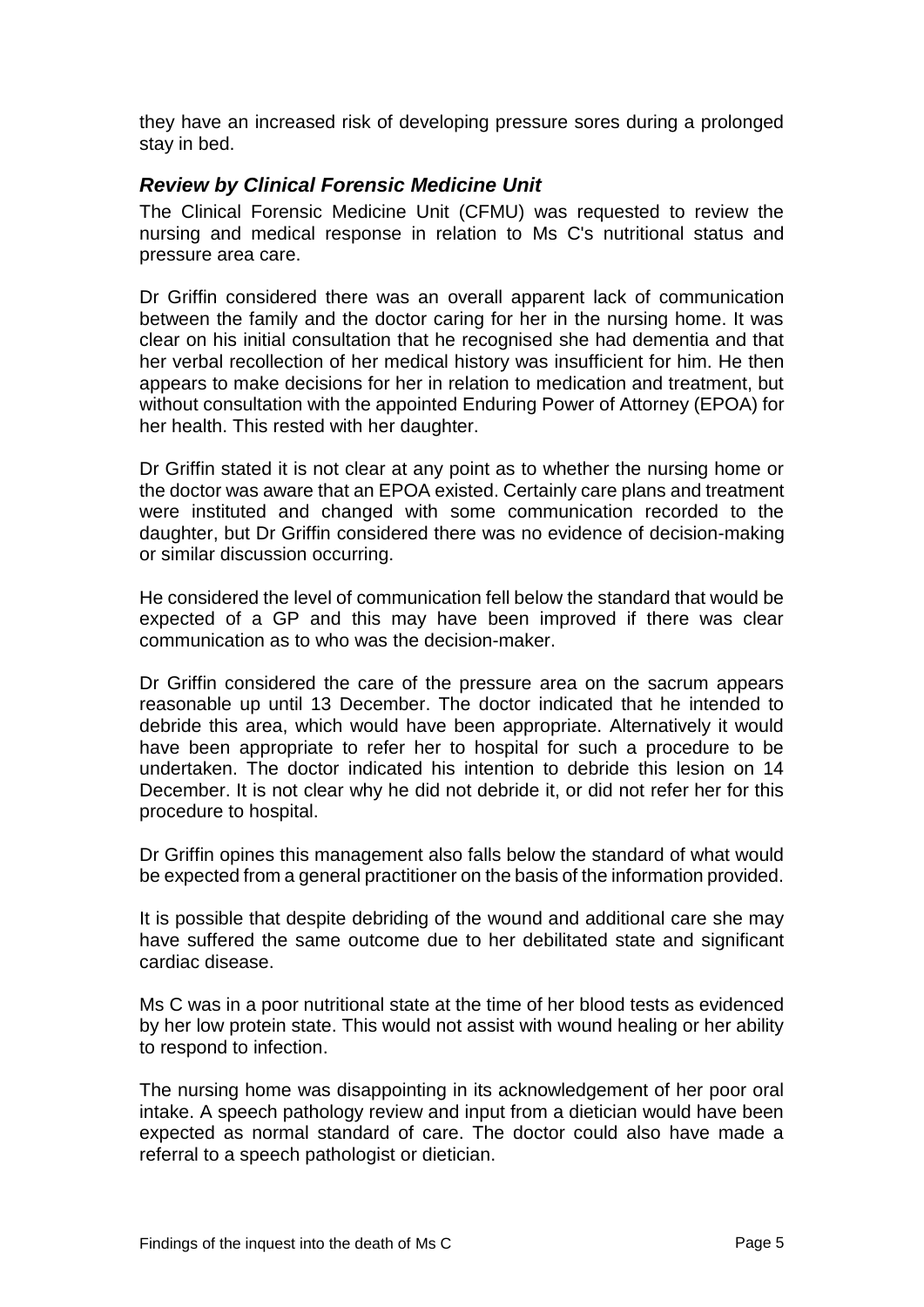they have an increased risk of developing pressure sores during a prolonged stay in bed.

### *Review by Clinical Forensic Medicine Unit*

The Clinical Forensic Medicine Unit (CFMU) was requested to review the nursing and medical response in relation to Ms C's nutritional status and pressure area care.

Dr Griffin considered there was an overall apparent lack of communication between the family and the doctor caring for her in the nursing home. It was clear on his initial consultation that he recognised she had dementia and that her verbal recollection of her medical history was insufficient for him. He then appears to make decisions for her in relation to medication and treatment, but without consultation with the appointed Enduring Power of Attorney (EPOA) for her health. This rested with her daughter.

Dr Griffin stated it is not clear at any point as to whether the nursing home or the doctor was aware that an EPOA existed. Certainly care plans and treatment were instituted and changed with some communication recorded to the daughter, but Dr Griffin considered there was no evidence of decision-making or similar discussion occurring.

He considered the level of communication fell below the standard that would be expected of a GP and this may have been improved if there was clear communication as to who was the decision-maker.

Dr Griffin considered the care of the pressure area on the sacrum appears reasonable up until 13 December. The doctor indicated that he intended to debride this area, which would have been appropriate. Alternatively it would have been appropriate to refer her to hospital for such a procedure to be undertaken. The doctor indicated his intention to debride this lesion on 14 December. It is not clear why he did not debride it, or did not refer her for this procedure to hospital.

Dr Griffin opines this management also falls below the standard of what would be expected from a general practitioner on the basis of the information provided.

It is possible that despite debriding of the wound and additional care she may have suffered the same outcome due to her debilitated state and significant cardiac disease.

Ms C was in a poor nutritional state at the time of her blood tests as evidenced by her low protein state. This would not assist with wound healing or her ability to respond to infection.

The nursing home was disappointing in its acknowledgement of her poor oral intake. A speech pathology review and input from a dietician would have been expected as normal standard of care. The doctor could also have made a referral to a speech pathologist or dietician.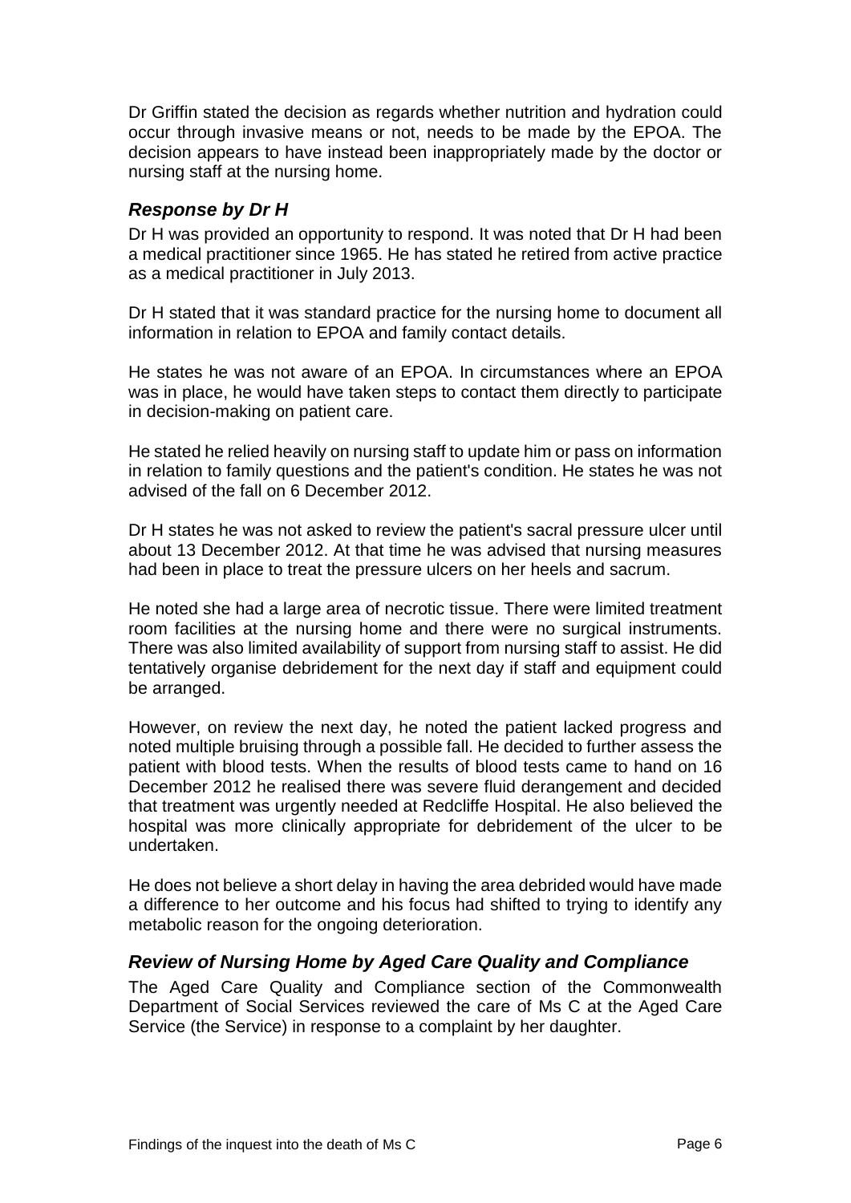Dr Griffin stated the decision as regards whether nutrition and hydration could occur through invasive means or not, needs to be made by the EPOA. The decision appears to have instead been inappropriately made by the doctor or nursing staff at the nursing home.

### *Response by Dr H*

Dr H was provided an opportunity to respond. It was noted that Dr H had been a medical practitioner since 1965. He has stated he retired from active practice as a medical practitioner in July 2013.

Dr H stated that it was standard practice for the nursing home to document all information in relation to EPOA and family contact details.

He states he was not aware of an EPOA. In circumstances where an EPOA was in place, he would have taken steps to contact them directly to participate in decision-making on patient care.

He stated he relied heavily on nursing staff to update him or pass on information in relation to family questions and the patient's condition. He states he was not advised of the fall on 6 December 2012.

Dr H states he was not asked to review the patient's sacral pressure ulcer until about 13 December 2012. At that time he was advised that nursing measures had been in place to treat the pressure ulcers on her heels and sacrum.

He noted she had a large area of necrotic tissue. There were limited treatment room facilities at the nursing home and there were no surgical instruments. There was also limited availability of support from nursing staff to assist. He did tentatively organise debridement for the next day if staff and equipment could be arranged.

However, on review the next day, he noted the patient lacked progress and noted multiple bruising through a possible fall. He decided to further assess the patient with blood tests. When the results of blood tests came to hand on 16 December 2012 he realised there was severe fluid derangement and decided that treatment was urgently needed at Redcliffe Hospital. He also believed the hospital was more clinically appropriate for debridement of the ulcer to be undertaken.

He does not believe a short delay in having the area debrided would have made a difference to her outcome and his focus had shifted to trying to identify any metabolic reason for the ongoing deterioration.

### *Review of Nursing Home by Aged Care Quality and Compliance*

The Aged Care Quality and Compliance section of the Commonwealth Department of Social Services reviewed the care of Ms C at the Aged Care Service (the Service) in response to a complaint by her daughter.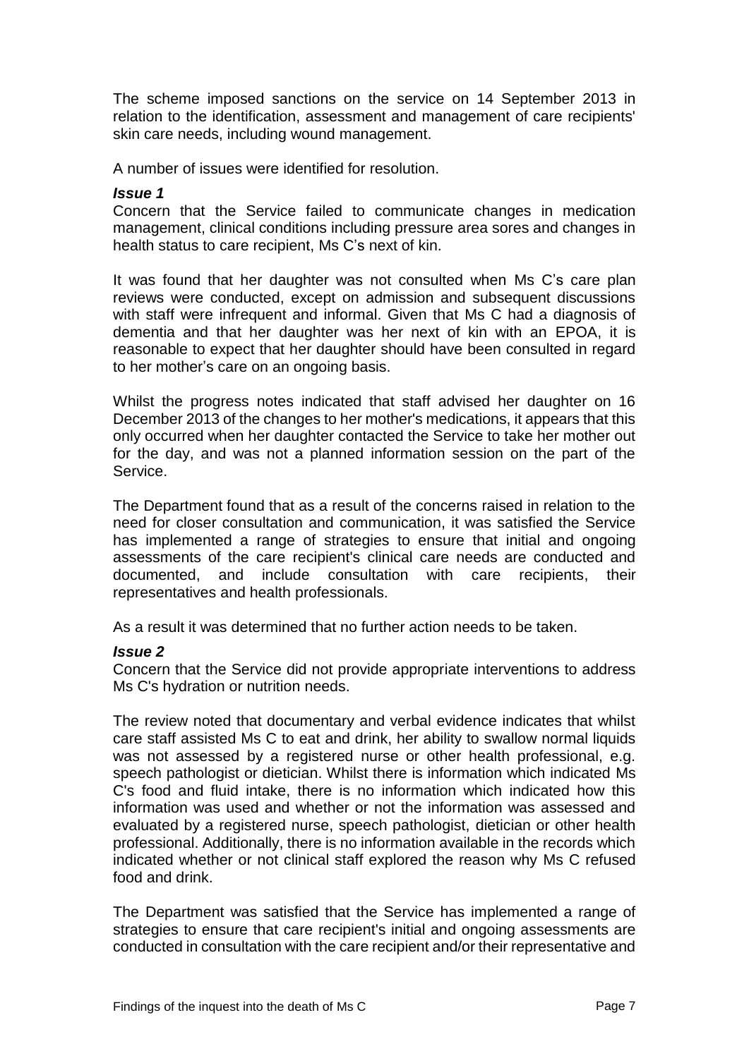The scheme imposed sanctions on the service on 14 September 2013 in relation to the identification, assessment and management of care recipients' skin care needs, including wound management.

A number of issues were identified for resolution.

***Issue 1***
Concern that the Service failed to communicate changes in medication management, clinical conditions including pressure area sores and changes in health status to care recipient, Ms C's next of kin.

It was found that her daughter was not consulted when Ms C's care plan reviews were conducted, except on admission and subsequent discussions with staff were infrequent and informal. Given that Ms C had a diagnosis of dementia and that her daughter was her next of kin with an EPOA, it is reasonable to expect that her daughter should have been consulted in regard to her mother's care on an ongoing basis.

Whilst the progress notes indicated that staff advised her daughter on 16 December 2013 of the changes to her mother's medications, it appears that this only occurred when her daughter contacted the Service to take her mother out for the day, and was not a planned information session on the part of the Service.

The Department found that as a result of the concerns raised in relation to the need for closer consultation and communication, it was satisfied the Service has implemented a range of strategies to ensure that initial and ongoing assessments of the care recipient's clinical care needs are conducted and documented, and include consultation with care recipients, their representatives and health professionals.

As a result it was determined that no further action needs to be taken.

***Issue 2***
Concern that the Service did not provide appropriate interventions to address Ms C's hydration or nutrition needs.

The review noted that documentary and verbal evidence indicates that whilst care staff assisted Ms C to eat and drink, her ability to swallow normal liquids was not assessed by a registered nurse or other health professional, e.g. speech pathologist or dietician. Whilst there is information which indicated Ms C's food and fluid intake, there is no information which indicated how this information was used and whether or not the information was assessed and evaluated by a registered nurse, speech pathologist, dietician or other health professional. Additionally, there is no information available in the records which indicated whether or not clinical staff explored the reason why Ms C refused food and drink.

The Department was satisfied that the Service has implemented a range of strategies to ensure that care recipient's initial and ongoing assessments are conducted in consultation with the care recipient and/or their representative and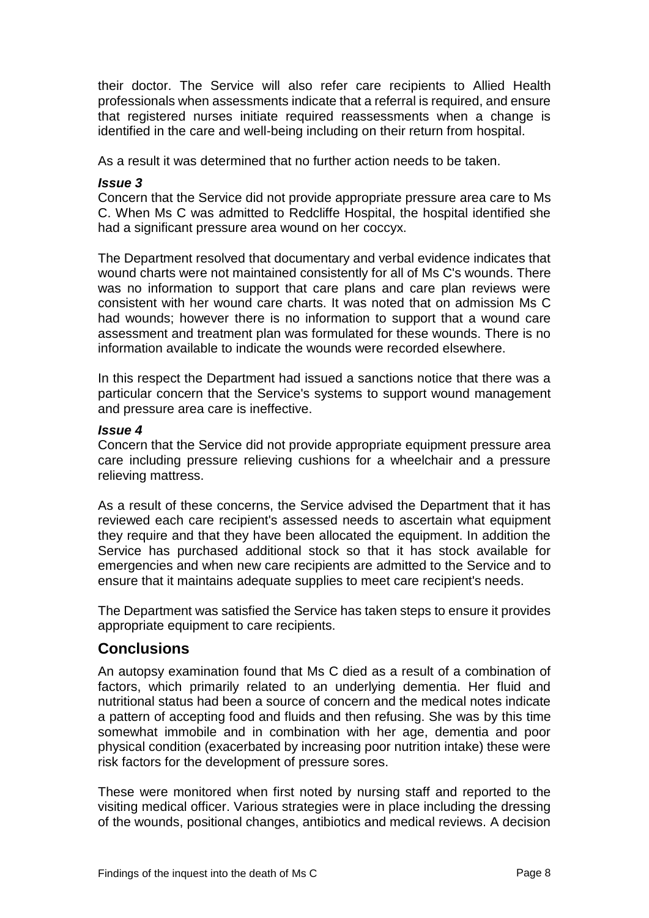their doctor. The Service will also refer care recipients to Allied Health professionals when assessments indicate that a referral is required, and ensure that registered nurses initiate required reassessments when a change is identified in the care and well-being including on their return from hospital.

As a result it was determined that no further action needs to be taken.

***Issue 3***

Concern that the Service did not provide appropriate pressure area care to Ms C. When Ms C was admitted to Redcliffe Hospital, the hospital identified she had a significant pressure area wound on her coccyx.

The Department resolved that documentary and verbal evidence indicates that wound charts were not maintained consistently for all of Ms C's wounds. There was no information to support that care plans and care plan reviews were consistent with her wound care charts. It was noted that on admission Ms C had wounds; however there is no information to support that a wound care assessment and treatment plan was formulated for these wounds. There is no information available to indicate the wounds were recorded elsewhere.

In this respect the Department had issued a sanctions notice that there was a particular concern that the Service's systems to support wound management and pressure area care is ineffective.

***Issue 4***

Concern that the Service did not provide appropriate equipment pressure area care including pressure relieving cushions for a wheelchair and a pressure relieving mattress.

As a result of these concerns, the Service advised the Department that it has reviewed each care recipient's assessed needs to ascertain what equipment they require and that they have been allocated the equipment. In addition the Service has purchased additional stock so that it has stock available for emergencies and when new care recipients are admitted to the Service and to ensure that it maintains adequate supplies to meet care recipient's needs.

The Department was satisfied the Service has taken steps to ensure it provides appropriate equipment to care recipients.

## Conclusions

An autopsy examination found that Ms C died as a result of a combination of factors, which primarily related to an underlying dementia. Her fluid and nutritional status had been a source of concern and the medical notes indicate a pattern of accepting food and fluids and then refusing. She was by this time somewhat immobile and in combination with her age, dementia and poor physical condition (exacerbated by increasing poor nutrition intake) these were risk factors for the development of pressure sores.

These were monitored when first noted by nursing staff and reported to the visiting medical officer. Various strategies were in place including the dressing of the wounds, positional changes, antibiotics and medical reviews. A decision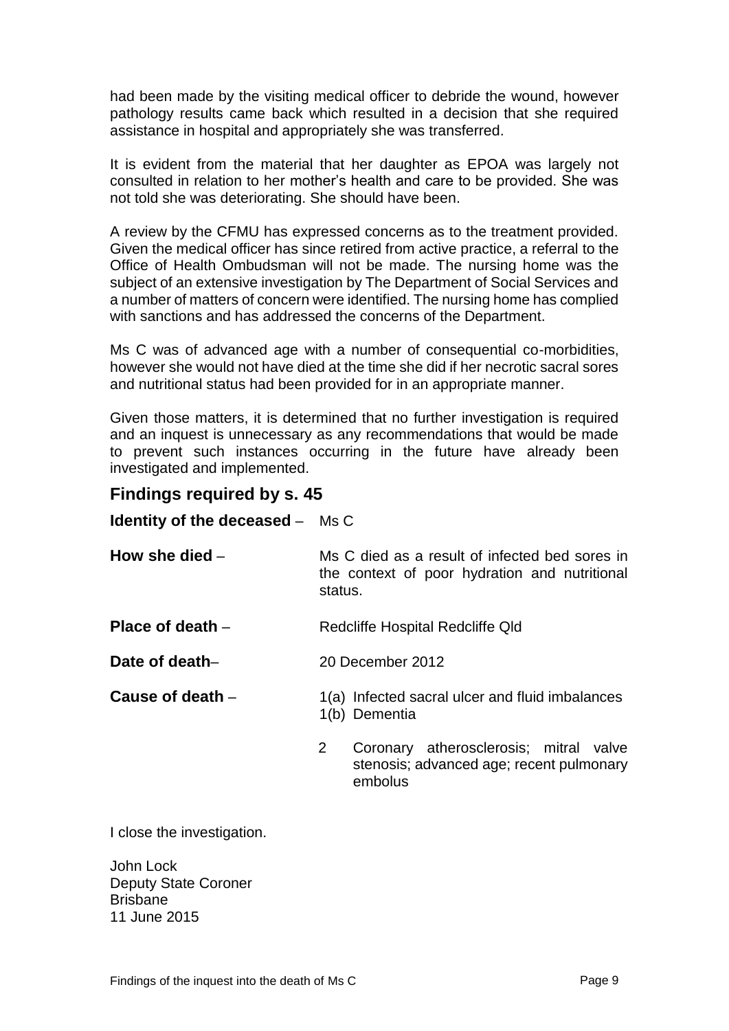had been made by the visiting medical officer to debride the wound, however pathology results came back which resulted in a decision that she required assistance in hospital and appropriately she was transferred.

It is evident from the material that her daughter as EPOA was largely not consulted in relation to her mother's health and care to be provided. She was not told she was deteriorating. She should have been.

A review by the CFMU has expressed concerns as to the treatment provided. Given the medical officer has since retired from active practice, a referral to the Office of Health Ombudsman will not be made. The nursing home was the subject of an extensive investigation by The Department of Social Services and a number of matters of concern were identified. The nursing home has complied with sanctions and has addressed the concerns of the Department.

Ms C was of advanced age with a number of consequential co-morbidities, however she would not have died at the time she did if her necrotic sacral sores and nutritional status had been provided for in an appropriate manner.

Given those matters, it is determined that no further investigation is required and an inquest is unnecessary as any recommendations that would be made to prevent such instances occurring in the future have already been investigated and implemented.

## Findings required by s. 45

**Identity of the deceased** – Ms C

**How she died** – Ms C died as a result of infected bed sores in the context of poor hydration and nutritional status.

**Place of death** – Redcliffe Hospital Redcliffe Qld

**Date of death**– 20 December 2012

**Cause of death** – 1(a) Infected sacral ulcer and fluid imbalances
1(b) Dementia

2 Coronary atherosclerosis; mitral valve stenosis; advanced age; recent pulmonary embolus

I close the investigation.

John Lock
Deputy State Coroner
Brisbane
11 June 2015